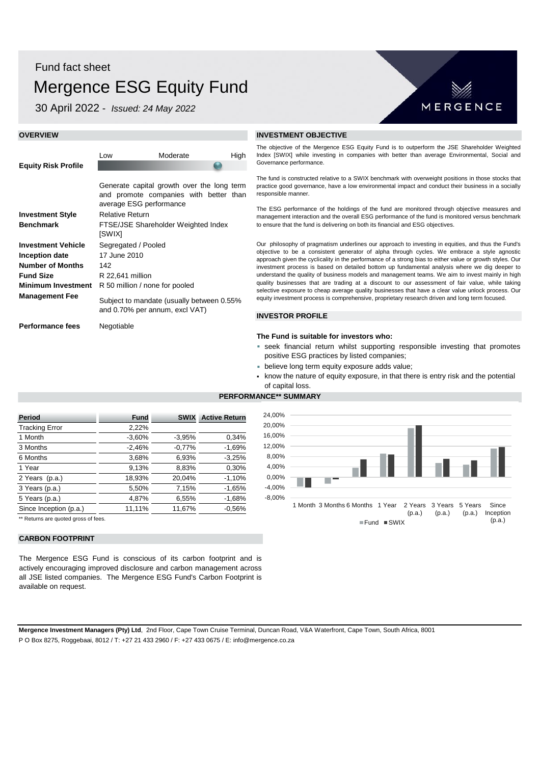Fund fact sheet

# Mergence ESG Equity Fund

30 April 2022 - *Issued: 24 May 2022*

MERGENCE

## OVERVIEW

**Equity Risk Profile**: Low / Moderate / High

Generate capital growth over the long term and promote companies with better than average ESG performance

| | |
|---|---|
| **Investment Style** | Relative Return |
| **Benchmark** | FTSE/JSE Shareholder Weighted Index [SWIX] |
| **Investment Vehicle** | Segregated / Pooled |
| **Inception date** | 17 June 2010 |
| **Number of Months** | 142 |
| **Fund Size** | R 22,641 million |
| **Minimum Investment** | R 50 million / none for pooled |
| **Management Fee** | Subject to mandate (usually between 0.55% and 0.70% per annum, excl VAT) |
| **Performance fees** | Negotiable |

## INVESTMENT OBJECTIVE

The objective of the Mergence ESG Equity Fund is to outperform the JSE Shareholder Weighted Index [SWIX] while investing in companies with better than average Environmental, Social and Governance performance.

The fund is constructed relative to a SWIX benchmark with overweight positions in those stocks that practice good governance, have a low environmental impact and conduct their business in a socially responsible manner.

The ESG performance of the holdings of the fund are monitored through objective measures and management interaction and the overall ESG performance of the fund is monitored versus benchmark to ensure that the fund is delivering on both its financial and ESG objectives.

Our philosophy of pragmatism underlines our approach to investing in equities, and thus the Fund's objective to be a consistent generator of alpha through cycles. We embrace a style agnostic approach given the cyclicality in the performance of a strong bias to either value or growth styles. Our investment process is based on detailed bottom up fundamental analysis where we dig deeper to understand the quality of business models and management teams. We aim to invest mainly in high quality businesses that are trading at a discount to our assessment of fair value, while taking selective exposure to cheap average quality businesses that have a clear value unlock process. Our equity investment process is comprehensive, proprietary research driven and long term focused.

## INVESTOR PROFILE

**The Fund is suitable for investors who:**

- seek financial return whilst supporting responsible investing that promotes positive ESG practices by listed companies;
- believe long term equity exposure adds value;
- know the nature of equity exposure, in that there is entry risk and the potential of capital loss.

## PERFORMANCE** SUMMARY

| Period | Fund | SWIX | Active Return |
|---|---|---|---|
| Tracking Error | 2,22% | | |
| 1 Month | -3,60% | -3,95% | 0,34% |
| 3 Months | -2,46% | -0,77% | -1,69% |
| 6 Months | 3,68% | 6,93% | -3,25% |
| 1 Year | 9,13% | 8,83% | 0,30% |
| 2 Years (p.a.) | 18,93% | 20,04% | -1,10% |
| 3 Years (p.a.) | 5,50% | 7,15% | -1,65% |
| 5 Years (p.a.) | 4,87% | 6,55% | -1,68% |
| Since Inception (p.a.) | 11,11% | 11,67% | -0,56% |

** Returns are quoted gross of fees.

## CARBON FOOTPRINT

The Mergence ESG Fund is conscious of its carbon footprint and is actively encouraging improved disclosure and carbon management across all JSE listed companies. The Mergence ESG Fund's Carbon Footprint is available on request.

**Mergence Investment Managers (Pty) Ltd**, 2nd Floor, Cape Town Cruise Terminal, Duncan Road, V&A Waterfront, Cape Town, South Africa, 8001
P O Box 8275, Roggebaai, 8012 / T: +27 21 433 2960 / F: +27 433 0675 / E: info@mergence.co.za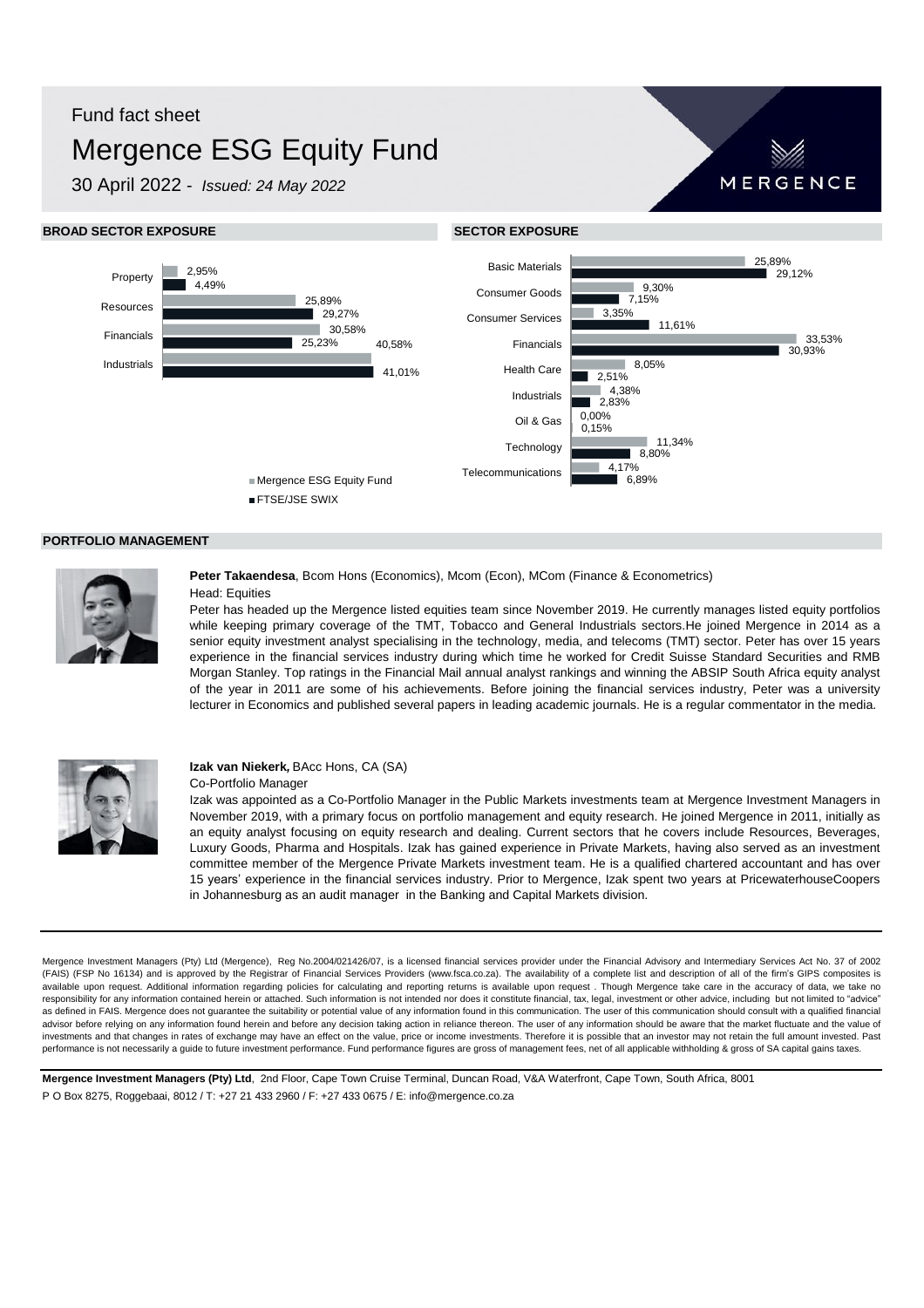Fund fact sheet

# Mergence ESG Equity Fund

30 April 2022 - *Issued: 24 May 2022*

MERGENCE

## BROAD SECTOR EXPOSURE

Property
2,95%
4,49%
Resources
25,89%
29,27%
Financials
30,58%
25,23%
Industrials
40,58%
41,01%

Mergence ESG Equity Fund
FTSE/JSE SWIX

## SECTOR EXPOSURE

Basic Materials
25,89%
29,12%
Consumer Goods
9,30%
7,15%
Consumer Services
3,35%
11,61%
Financials
33,53%
30,93%
Health Care
8,05%
2,51%
Industrials
4,38%
2,83%
Oil & Gas
0,00%
0,15%
Technology
11,34%
8,80%
Telecommunications
4,17%
6,89%

## PORTFOLIO MANAGEMENT

**Peter Takaendesa**, Bcom Hons (Economics), Mcom (Econ), MCom (Finance & Econometrics)
Head: Equities

Peter has headed up the Mergence listed equities team since November 2019. He currently manages listed equity portfolios while keeping primary coverage of the TMT, Tobacco and General Industrials sectors.He joined Mergence in 2014 as a senior equity investment analyst specialising in the technology, media, and telecoms (TMT) sector. Peter has over 15 years experience in the financial services industry during which time he worked for Credit Suisse Standard Securities and RMB Morgan Stanley. Top ratings in the Financial Mail annual analyst rankings and winning the ABSIP South Africa equity analyst of the year in 2011 are some of his achievements. Before joining the financial services industry, Peter was a university lecturer in Economics and published several papers in leading academic journals. He is a regular commentator in the media.

**Izak van Niekerk,** BAcc Hons, CA (SA)
Co-Portfolio Manager

Izak was appointed as a Co-Portfolio Manager in the Public Markets investments team at Mergence Investment Managers in November 2019, with a primary focus on portfolio management and equity research. He joined Mergence in 2011, initially as an equity analyst focusing on equity research and dealing. Current sectors that he covers include Resources, Beverages, Luxury Goods, Pharma and Hospitals. Izak has gained experience in Private Markets, having also served as an investment committee member of the Mergence Private Markets investment team. He is a qualified chartered accountant and has over 15 years' experience in the financial services industry. Prior to Mergence, Izak spent two years at PricewaterhouseCoopers in Johannesburg as an audit manager in the Banking and Capital Markets division.

Mergence Investment Managers (Pty) Ltd (Mergence), Reg No.2004/021426/07, is a licensed financial services provider under the Financial Advisory and Intermediary Services Act No. 37 of 2002 (FAIS) (FSP No 16134) and is approved by the Registrar of Financial Services Providers (www.fsca.co.za). The availability of a complete list and description of all of the firm's GIPS composites is available upon request. Additional information regarding policies for calculating and reporting returns is available upon request . Though Mergence take care in the accuracy of data, we take no responsibility for any information contained herein or attached. Such information is not intended nor does it constitute financial, tax, legal, investment or other advice, including but not limited to "advice" as defined in FAIS. Mergence does not guarantee the suitability or potential value of any information found in this communication. The user of this communication should consult with a qualified financial advisor before relying on any information found herein and before any decision taking action in reliance thereon. The user of any information should be aware that the market fluctuate and the value of investments and that changes in rates of exchange may have an effect on the value, price or income investments. Therefore it is possible that an investor may not retain the full amount invested. Past performance is not necessarily a guide to future investment performance. Fund performance figures are gross of management fees, net of all applicable withholding & gross of SA capital gains taxes.

**Mergence Investment Managers (Pty) Ltd**, 2nd Floor, Cape Town Cruise Terminal, Duncan Road, V&A Waterfront, Cape Town, South Africa, 8001
P O Box 8275, Roggebaai, 8012 / T: +27 21 433 2960 / F: +27 433 0675 / E: info@mergence.co.za